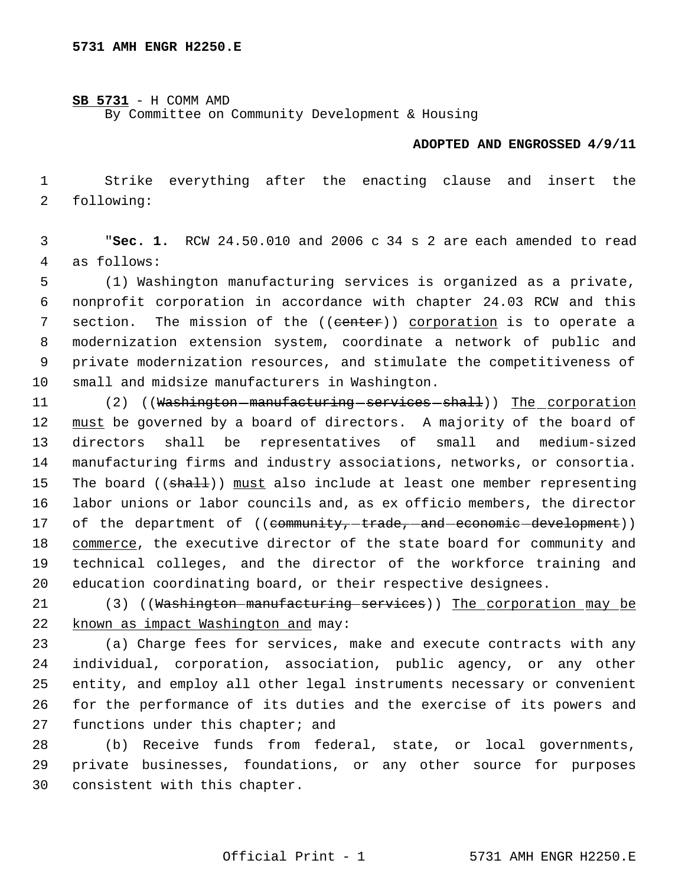**5731 AMH ENGR H2250.E**

**SB 5731** - H COMM AMD
By Committee on Community Development & Housing

**ADOPTED AND ENGROSSED 4/9/11**

Strike everything after the enacting clause and insert the following:

"**Sec. 1.** RCW 24.50.010 and 2006 c 34 s 2 are each amended to read as follows:

(1) Washington manufacturing services is organized as a private, nonprofit corporation in accordance with chapter 24.03 RCW and this section. The mission of the ((~~center~~)) corporation is to operate a modernization extension system, coordinate a network of public and private modernization resources, and stimulate the competitiveness of small and midsize manufacturers in Washington.

(2) ((~~Washington manufacturing services shall~~)) The corporation must be governed by a board of directors. A majority of the board of directors shall be representatives of small and medium-sized manufacturing firms and industry associations, networks, or consortia. The board ((~~shall~~)) must also include at least one member representing labor unions or labor councils and, as ex officio members, the director of the department of ((~~community, trade, and economic development~~)) commerce, the executive director of the state board for community and technical colleges, and the director of the workforce training and education coordinating board, or their respective designees.

(3) ((~~Washington manufacturing services~~)) The corporation may be known as impact Washington and may:

(a) Charge fees for services, make and execute contracts with any individual, corporation, association, public agency, or any other entity, and employ all other legal instruments necessary or convenient for the performance of its duties and the exercise of its powers and functions under this chapter; and

(b) Receive funds from federal, state, or local governments, private businesses, foundations, or any other source for purposes consistent with this chapter.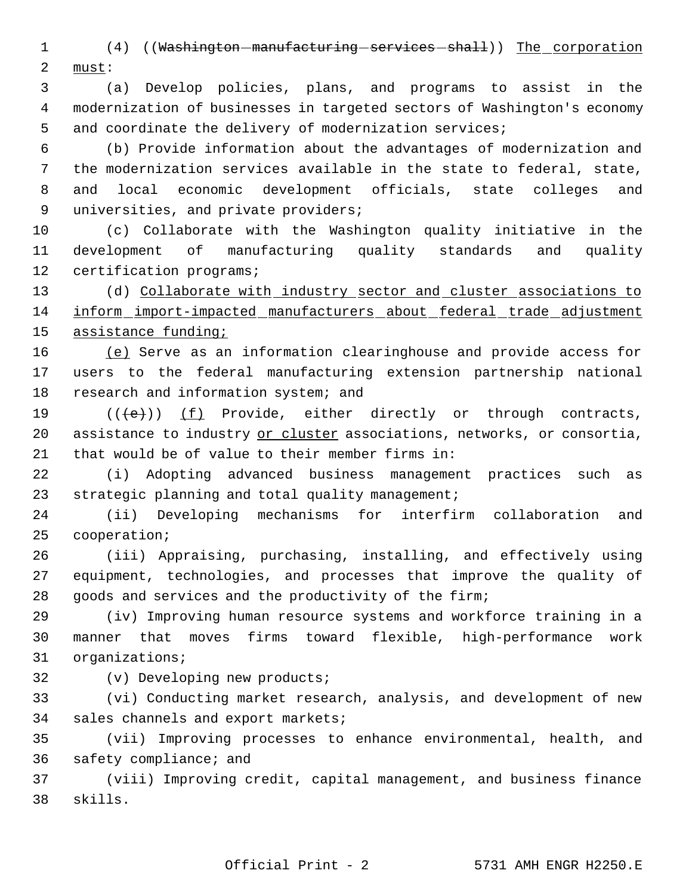(4) ((~~Washington manufacturing services shall~~)) <u>The corporation must</u>:

(a) Develop policies, plans, and programs to assist in the modernization of businesses in targeted sectors of Washington's economy and coordinate the delivery of modernization services;

(b) Provide information about the advantages of modernization and the modernization services available in the state to federal, state, and local economic development officials, state colleges and universities, and private providers;

(c) Collaborate with the Washington quality initiative in the development of manufacturing quality standards and quality certification programs;

(d) <u>Collaborate with industry sector and cluster associations to inform import-impacted manufacturers about federal trade adjustment assistance funding;</u>

<u>(e)</u> Serve as an information clearinghouse and provide access for users to the federal manufacturing extension partnership national research and information system; and

((~~(e)~~)) <u>(f)</u> Provide, either directly or through contracts, assistance to industry <u>or cluster</u> associations, networks, or consortia, that would be of value to their member firms in:

(i) Adopting advanced business management practices such as strategic planning and total quality management;

(ii) Developing mechanisms for interfirm collaboration and cooperation;

(iii) Appraising, purchasing, installing, and effectively using equipment, technologies, and processes that improve the quality of goods and services and the productivity of the firm;

(iv) Improving human resource systems and workforce training in a manner that moves firms toward flexible, high-performance work organizations;

(v) Developing new products;

(vi) Conducting market research, analysis, and development of new sales channels and export markets;

(vii) Improving processes to enhance environmental, health, and safety compliance; and

(viii) Improving credit, capital management, and business finance skills.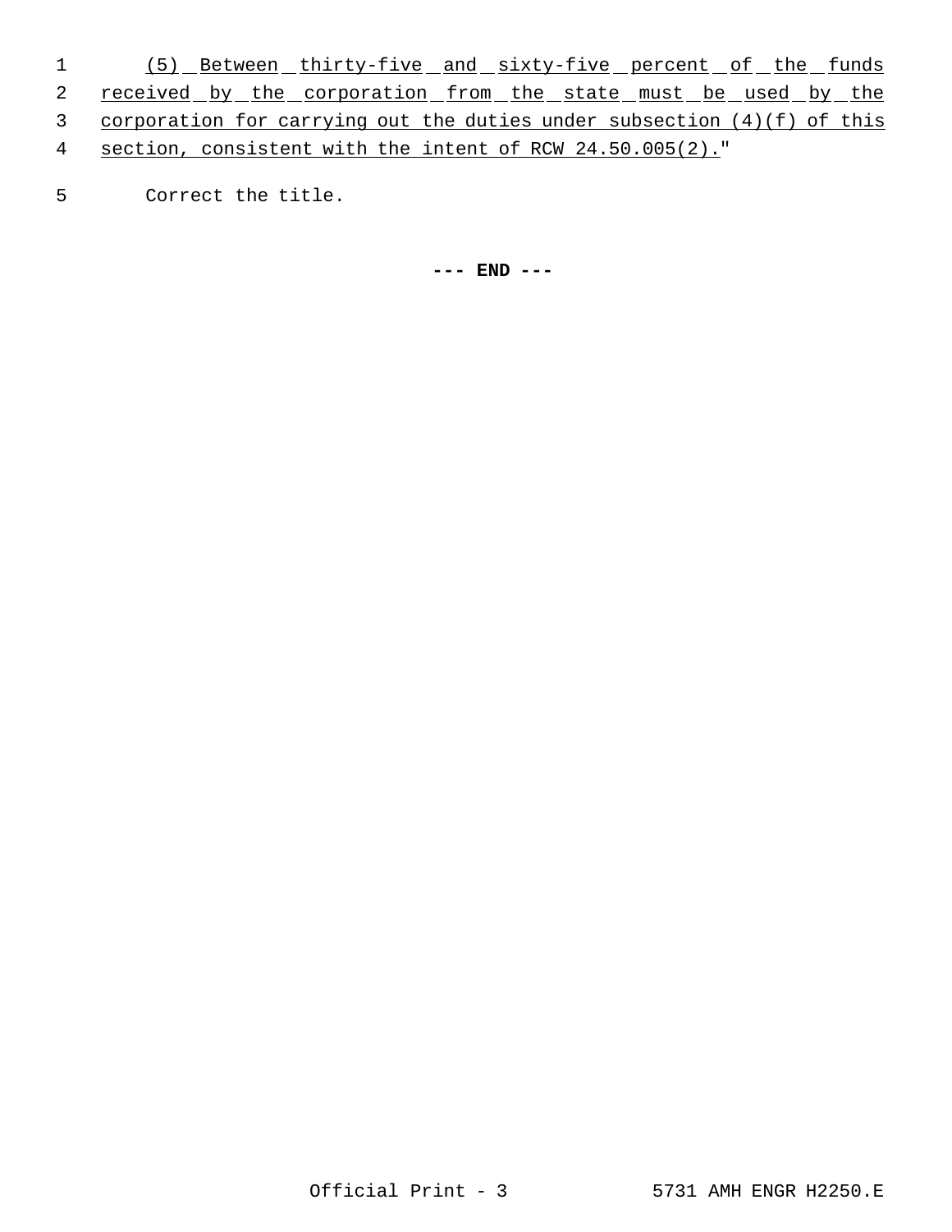(5) Between thirty-five and sixty-five percent of the funds received by the corporation from the state must be used by the corporation for carrying out the duties under subsection (4)(f) of this section, consistent with the intent of RCW 24.50.005(2)."

Correct the title.

**--- END ---**